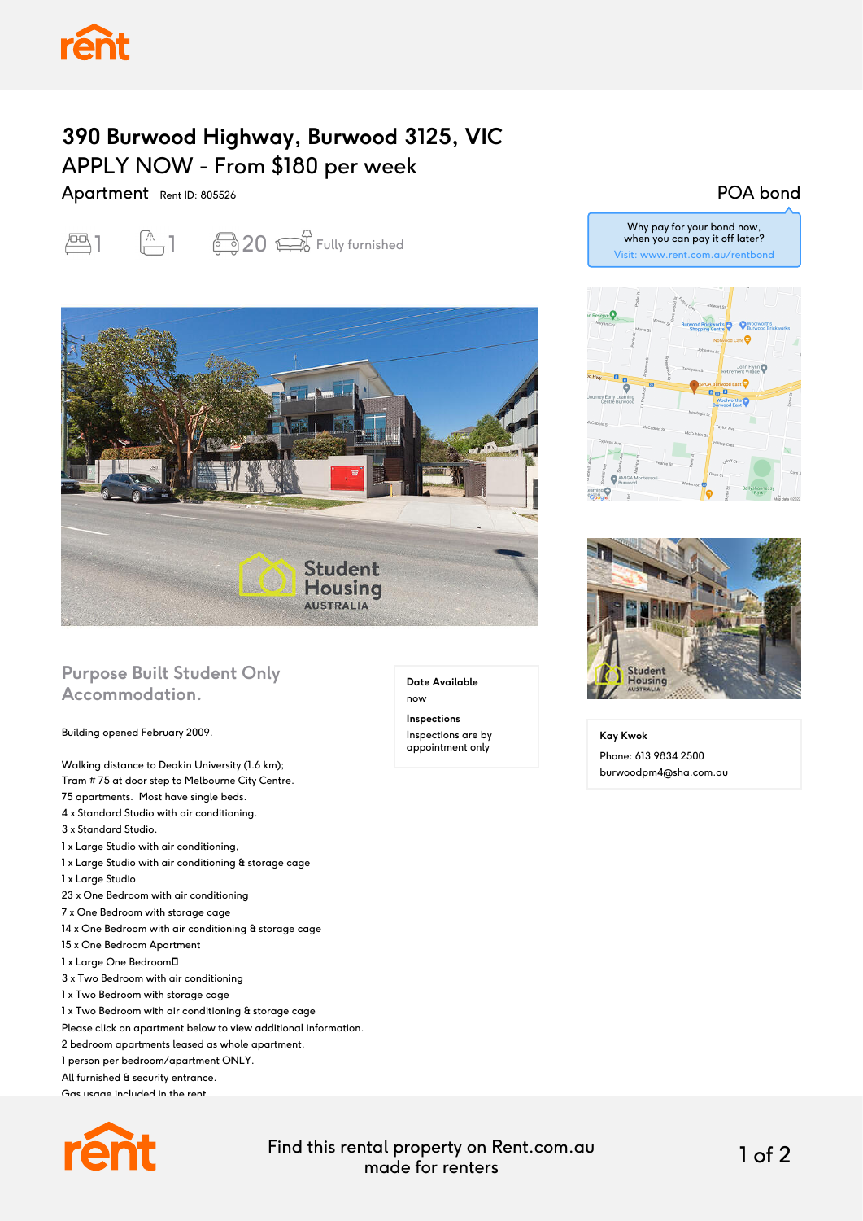# 390 Burwood Highway, Burwood 3125, VIC

## APPLY NOW - From $180 per week

Apartment Rent ID: 805526

1 bed | 1 bath | 20 parking | Fully furnished

POA bond

Why pay for your bond now, when you can pay it off later?
Visit: www.rent.com.au/rentbond

### Purpose Built Student Only Accommodation.

Building opened February 2009.

Walking distance to Deakin University (1.6 km);
Tram # 75 at door step to Melbourne City Centre.
75 apartments. Most have single beds.
4 x Standard Studio with air conditioning.
3 x Standard Studio.
1 x Large Studio with air conditioning,
1 x Large Studio with air conditioning & storage cage
1 x Large Studio
23 x One Bedroom with air conditioning
7 x One Bedroom with storage cage
14 x One Bedroom with air conditioning & storage cage
15 x One Bedroom Apartment
1 x Large One Bedroom
3 x Two Bedroom with air conditioning
1 x Two Bedroom with storage cage
1 x Two Bedroom with air conditioning & storage cage
Please click on apartment below to view additional information.
2 bedroom apartments leased as whole apartment.
1 person per bedroom/apartment ONLY.
All furnished & security entrance.
Gas usage included in the rent

**Date Available**
now

**Inspections**
Inspections are by appointment only

**Kay Kwok**
Phone: 613 9834 2500
burwoodpm4@sha.com.au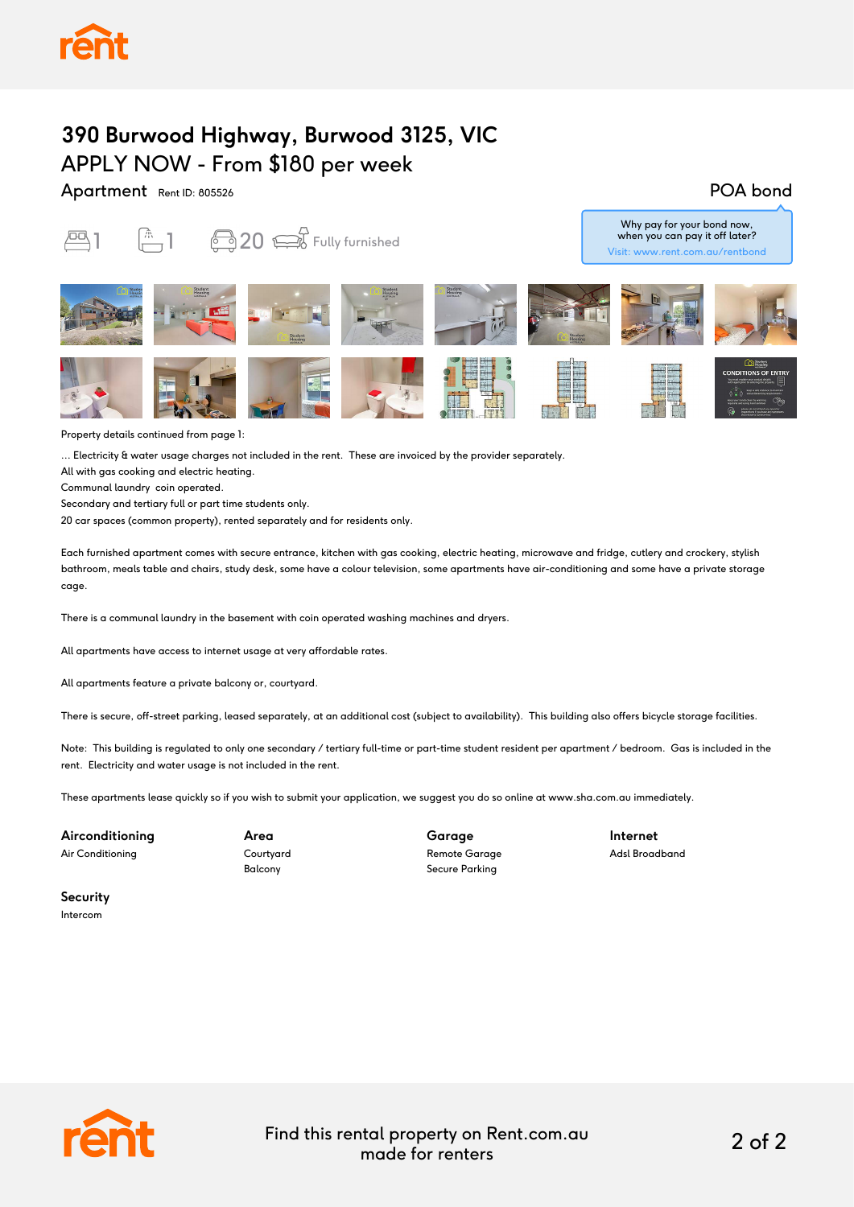# 390 Burwood Highway, Burwood 3125, VIC

## APPLY NOW - From $180 per week

Apartment Rent ID: 805526

POA bond

1 1 20 Fully furnished

Why pay for your bond now, when you can pay it off later?
Visit: www.rent.com.au/rentbond

Property details continued from page 1:

... Electricity & water usage charges not included in the rent. These are invoiced by the provider separately.
All with gas cooking and electric heating.
Communal laundry coin operated.
Secondary and tertiary full or part time students only.
20 car spaces (common property), rented separately and for residents only.

Each furnished apartment comes with secure entrance, kitchen with gas cooking, electric heating, microwave and fridge, cutlery and crockery, stylish bathroom, meals table and chairs, study desk, some have a colour television, some apartments have air-conditioning and some have a private storage cage.

There is a communal laundry in the basement with coin operated washing machines and dryers.

All apartments have access to internet usage at very affordable rates.

All apartments feature a private balcony or, courtyard.

There is secure, off-street parking, leased separately, at an additional cost (subject to availability). This building also offers bicycle storage facilities.

Note: This building is regulated to only one secondary / tertiary full-time or part-time student resident per apartment / bedroom. Gas is included in the rent. Electricity and water usage is not included in the rent.

These apartments lease quickly so if you wish to submit your application, we suggest you do so online at www.sha.com.au immediately.

**Airconditioning**
Air Conditioning

**Area**
Courtyard
Balcony

**Garage**
Remote Garage
Secure Parking

**Internet**
Adsl Broadband

**Security**
Intercom

Find this rental property on Rent.com.au made for renters